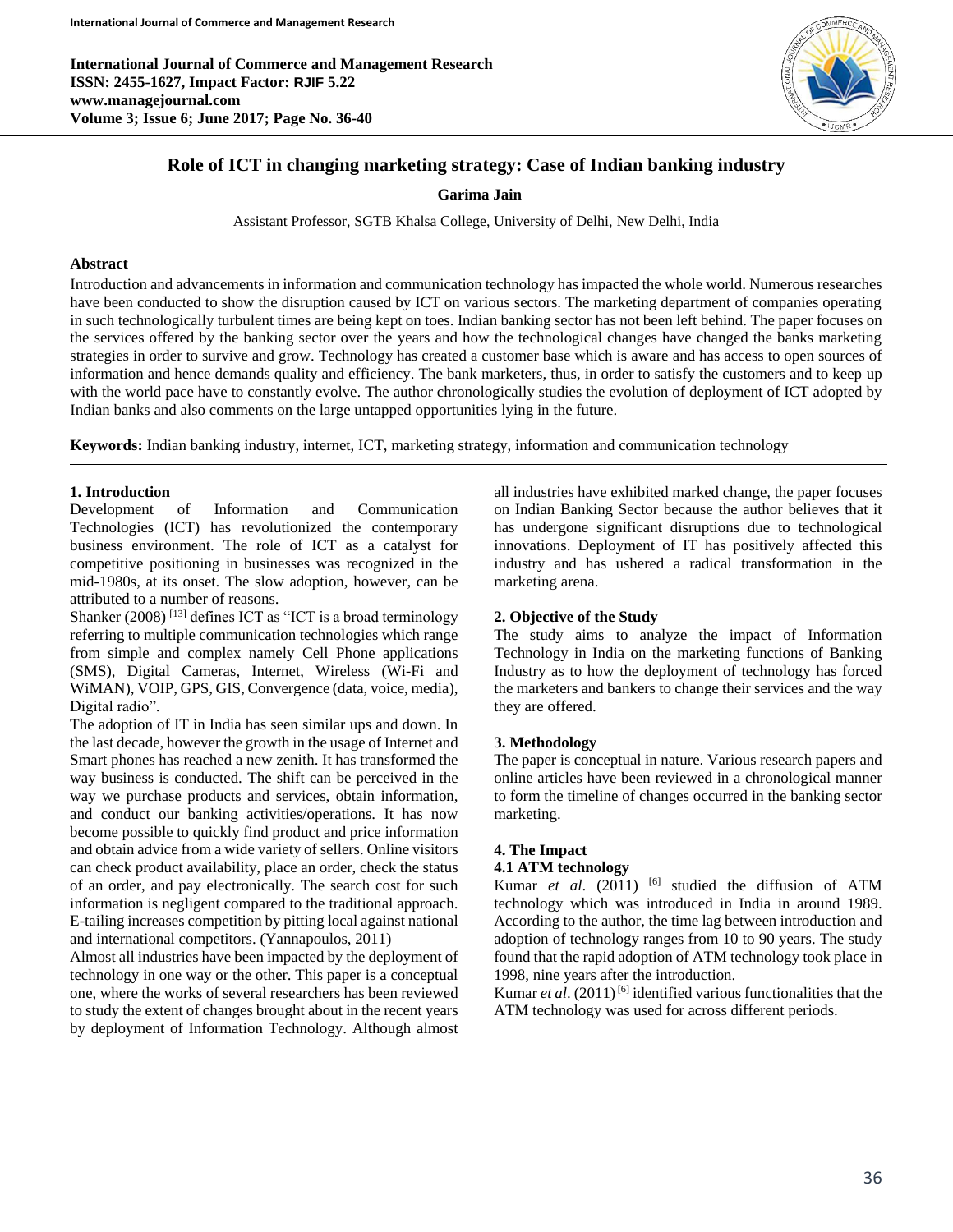# Role of ICT in changing marketing strategy: Case of Indian banking industry

**Garima Jain**

Assistant Professor, SGTB Khalsa College, University of Delhi, New Delhi, India

## Abstract

Introduction and advancements in information and communication technology has impacted the whole world. Numerous researches have been conducted to show the disruption caused by ICT on various sectors. The marketing department of companies operating in such technologically turbulent times are being kept on toes. Indian banking sector has not been left behind. The paper focuses on the services offered by the banking sector over the years and how the technological changes have changed the banks marketing strategies in order to survive and grow. Technology has created a customer base which is aware and has access to open sources of information and hence demands quality and efficiency. The bank marketers, thus, in order to satisfy the customers and to keep up with the world pace have to constantly evolve. The author chronologically studies the evolution of deployment of ICT adopted by Indian banks and also comments on the large untapped opportunities lying in the future.

**Keywords:** Indian banking industry, internet, ICT, marketing strategy, information and communication technology

## 1. Introduction

Development of Information and Communication Technologies (ICT) has revolutionized the contemporary business environment. The role of ICT as a catalyst for competitive positioning in businesses was recognized in the mid-1980s, at its onset. The slow adoption, however, can be attributed to a number of reasons.

Shanker (2008) [13] defines ICT as "ICT is a broad terminology referring to multiple communication technologies which range from simple and complex namely Cell Phone applications (SMS), Digital Cameras, Internet, Wireless (Wi-Fi and WiMAN), VOIP, GPS, GIS, Convergence (data, voice, media), Digital radio".

The adoption of IT in India has seen similar ups and down. In the last decade, however the growth in the usage of Internet and Smart phones has reached a new zenith. It has transformed the way business is conducted. The shift can be perceived in the way we purchase products and services, obtain information, and conduct our banking activities/operations. It has now become possible to quickly find product and price information and obtain advice from a wide variety of sellers. Online visitors can check product availability, place an order, check the status of an order, and pay electronically. The search cost for such information is negligent compared to the traditional approach. E-tailing increases competition by pitting local against national and international competitors. (Yannapoulos, 2011)

Almost all industries have been impacted by the deployment of technology in one way or the other. This paper is a conceptual one, where the works of several researchers has been reviewed to study the extent of changes brought about in the recent years by deployment of Information Technology. Although almost all industries have exhibited marked change, the paper focuses on Indian Banking Sector because the author believes that it has undergone significant disruptions due to technological innovations. Deployment of IT has positively affected this industry and has ushered a radical transformation in the marketing arena.

## 2. Objective of the Study

The study aims to analyze the impact of Information Technology in India on the marketing functions of Banking Industry as to how the deployment of technology has forced the marketers and bankers to change their services and the way they are offered.

## 3. Methodology

The paper is conceptual in nature. Various research papers and online articles have been reviewed in a chronological manner to form the timeline of changes occurred in the banking sector marketing.

## 4. The Impact

### 4.1 ATM technology

Kumar *et al*. (2011) [6] studied the diffusion of ATM technology which was introduced in India in around 1989. According to the author, the time lag between introduction and adoption of technology ranges from 10 to 90 years. The study found that the rapid adoption of ATM technology took place in 1998, nine years after the introduction.

Kumar *et al*. (2011) [6] identified various functionalities that the ATM technology was used for across different periods.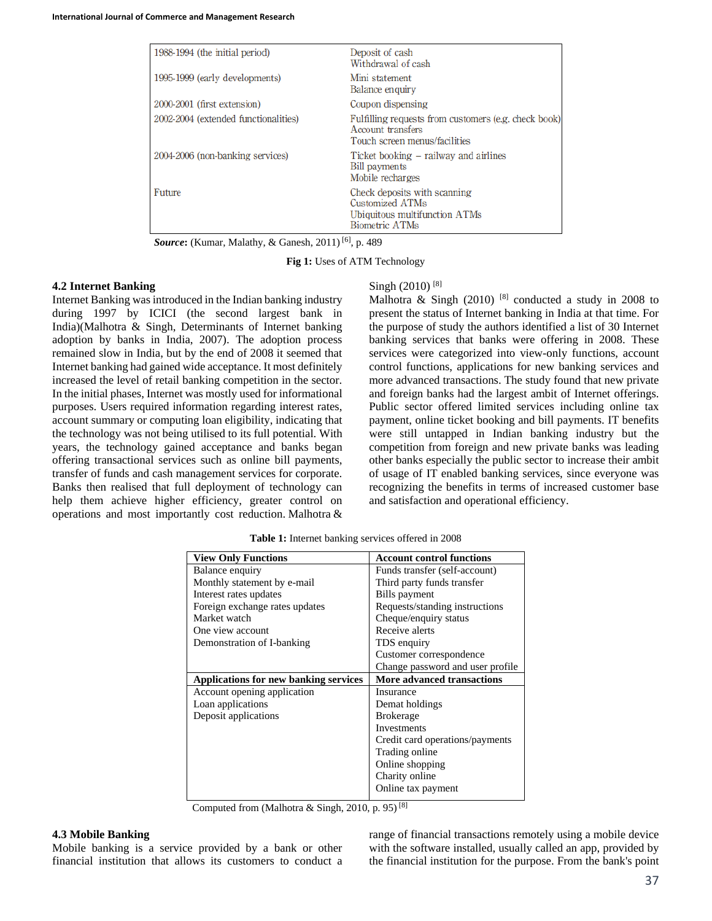| 1988-1994 (the initial period) | Deposit of cash<br>Withdrawal of cash |
|---|---|
| 1995-1999 (early developments) | Mini statement<br>Balance enquiry |
| 2000-2001 (first extension) | Coupon dispensing |
| 2002-2004 (extended functionalities) | Fulfilling requests from customers (e.g. check book)<br>Account transfers<br>Touch screen menus/facilities |
| 2004-2006 (non-banking services) | Ticket booking – railway and airlines<br>Bill payments<br>Mobile recharges |
| Future | Check deposits with scanning<br>Customized ATMs<br>Ubiquitous multifunction ATMs<br>Biometric ATMs |

***Source*:** (Kumar, Malathy, & Ganesh, 2011) [6], p. 489

**Fig 1:** Uses of ATM Technology

### 4.2 Internet Banking

Internet Banking was introduced in the Indian banking industry during 1997 by ICICI (the second largest bank in India)(Malhotra & Singh, Determinants of Internet banking adoption by banks in India, 2007). The adoption process remained slow in India, but by the end of 2008 it seemed that Internet banking had gained wide acceptance. It most definitely increased the level of retail banking competition in the sector. In the initial phases, Internet was mostly used for informational purposes. Users required information regarding interest rates, account summary or computing loan eligibility, indicating that the technology was not being utilised to its full potential. With years, the technology gained acceptance and banks began offering transactional services such as online bill payments, transfer of funds and cash management services for corporate. Banks then realised that full deployment of technology can help them achieve higher efficiency, greater control on operations and most importantly cost reduction. Malhotra & Singh (2010) [8]

Malhotra & Singh (2010) [8] conducted a study in 2008 to present the status of Internet banking in India at that time. For the purpose of study the authors identified a list of 30 Internet banking services that banks were offering in 2008. These services were categorized into view-only functions, account control functions, applications for new banking services and more advanced transactions. The study found that new private and foreign banks had the largest ambit of Internet offerings. Public sector offered limited services including online tax payment, online ticket booking and bill payments. IT benefits were still untapped in Indian banking industry but the competition from foreign and new private banks was leading other banks especially the public sector to increase their ambit of usage of IT enabled banking services, since everyone was recognizing the benefits in terms of increased customer base and satisfaction and operational efficiency.

**Table 1:** Internet banking services offered in 2008

| View Only Functions | Account control functions |
|---|---|
| Balance enquiry<br>Monthly statement by e-mail<br>Interest rates updates<br>Foreign exchange rates updates<br>Market watch<br>One view account<br>Demonstration of I-banking | Funds transfer (self-account)<br>Third party funds transfer<br>Bills payment<br>Requests/standing instructions<br>Cheque/enquiry status<br>Receive alerts<br>TDS enquiry<br>Customer correspondence<br>Change password and user profile |
| **Applications for new banking services** | **More advanced transactions** |
| Account opening application<br>Loan applications<br>Deposit applications | Insurance<br>Demat holdings<br>Brokerage<br>Investments<br>Credit card operations/payments<br>Trading online<br>Online shopping<br>Charity online<br>Online tax payment |

Computed from (Malhotra & Singh, 2010, p. 95) [8]

### 4.3 Mobile Banking

Mobile banking is a service provided by a bank or other financial institution that allows its customers to conduct a range of financial transactions remotely using a mobile device with the software installed, usually called an app, provided by the financial institution for the purpose. From the bank's point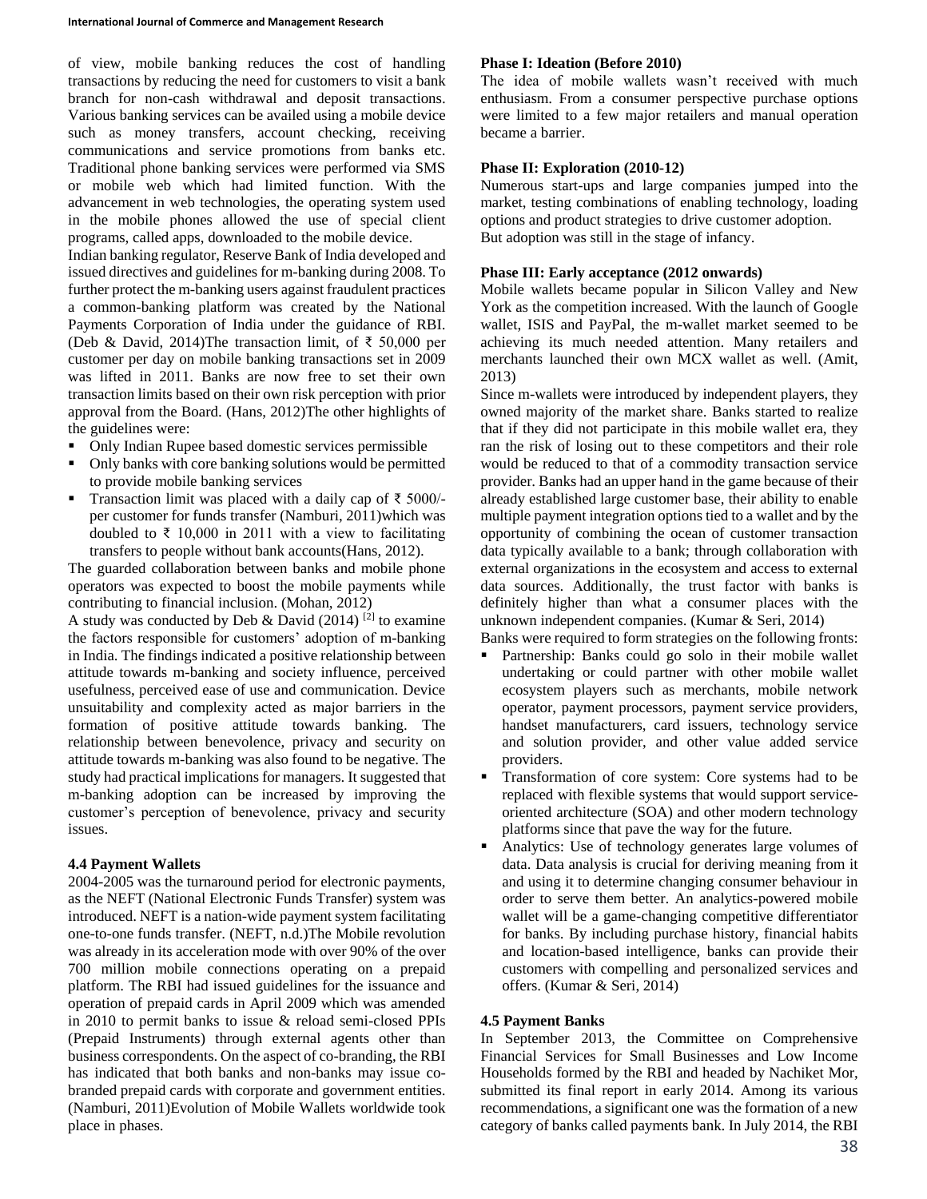of view, mobile banking reduces the cost of handling transactions by reducing the need for customers to visit a bank branch for non-cash withdrawal and deposit transactions. Various banking services can be availed using a mobile device such as money transfers, account checking, receiving communications and service promotions from banks etc. Traditional phone banking services were performed via SMS or mobile web which had limited function. With the advancement in web technologies, the operating system used in the mobile phones allowed the use of special client programs, called apps, downloaded to the mobile device.

Indian banking regulator, Reserve Bank of India developed and issued directives and guidelines for m-banking during 2008. To further protect the m-banking users against fraudulent practices a common-banking platform was created by the National Payments Corporation of India under the guidance of RBI. (Deb & David, 2014)The transaction limit, of ₹ 50,000 per customer per day on mobile banking transactions set in 2009 was lifted in 2011. Banks are now free to set their own transaction limits based on their own risk perception with prior approval from the Board. (Hans, 2012)The other highlights of the guidelines were:

- Only Indian Rupee based domestic services permissible
- Only banks with core banking solutions would be permitted to provide mobile banking services
- Transaction limit was placed with a daily cap of ₹ 5000/- per customer for funds transfer (Namburi, 2011)which was doubled to ₹ 10,000 in 2011 with a view to facilitating transfers to people without bank accounts(Hans, 2012).

The guarded collaboration between banks and mobile phone operators was expected to boost the mobile payments while contributing to financial inclusion. (Mohan, 2012)

A study was conducted by Deb & David (2014) [2] to examine the factors responsible for customers' adoption of m-banking in India. The findings indicated a positive relationship between attitude towards m-banking and society influence, perceived usefulness, perceived ease of use and communication. Device unsuitability and complexity acted as major barriers in the formation of positive attitude towards banking. The relationship between benevolence, privacy and security on attitude towards m-banking was also found to be negative. The study had practical implications for managers. It suggested that m-banking adoption can be increased by improving the customer's perception of benevolence, privacy and security issues.

### 4.4 Payment Wallets

2004-2005 was the turnaround period for electronic payments, as the NEFT (National Electronic Funds Transfer) system was introduced. NEFT is a nation-wide payment system facilitating one-to-one funds transfer. (NEFT, n.d.)The Mobile revolution was already in its acceleration mode with over 90% of the over 700 million mobile connections operating on a prepaid platform. The RBI had issued guidelines for the issuance and operation of prepaid cards in April 2009 which was amended in 2010 to permit banks to issue & reload semi-closed PPIs (Prepaid Instruments) through external agents other than business correspondents. On the aspect of co-branding, the RBI has indicated that both banks and non-banks may issue co-branded prepaid cards with corporate and government entities. (Namburi, 2011)Evolution of Mobile Wallets worldwide took place in phases.

**Phase I: Ideation (Before 2010)**

The idea of mobile wallets wasn't received with much enthusiasm. From a consumer perspective purchase options were limited to a few major retailers and manual operation became a barrier.

**Phase II: Exploration (2010-12)**

Numerous start-ups and large companies jumped into the market, testing combinations of enabling technology, loading options and product strategies to drive customer adoption. But adoption was still in the stage of infancy.

**Phase III: Early acceptance (2012 onwards)**

Mobile wallets became popular in Silicon Valley and New York as the competition increased. With the launch of Google wallet, ISIS and PayPal, the m-wallet market seemed to be achieving its much needed attention. Many retailers and merchants launched their own MCX wallet as well. (Amit, 2013)

Since m-wallets were introduced by independent players, they owned majority of the market share. Banks started to realize that if they did not participate in this mobile wallet era, they ran the risk of losing out to these competitors and their role would be reduced to that of a commodity transaction service provider. Banks had an upper hand in the game because of their already established large customer base, their ability to enable multiple payment integration options tied to a wallet and by the opportunity of combining the ocean of customer transaction data typically available to a bank; through collaboration with external organizations in the ecosystem and access to external data sources. Additionally, the trust factor with banks is definitely higher than what a consumer places with the unknown independent companies. (Kumar & Seri, 2014)

Banks were required to form strategies on the following fronts:

- Partnership: Banks could go solo in their mobile wallet undertaking or could partner with other mobile wallet ecosystem players such as merchants, mobile network operator, payment processors, payment service providers, handset manufacturers, card issuers, technology service and solution provider, and other value added service providers.
- Transformation of core system: Core systems had to be replaced with flexible systems that would support service-oriented architecture (SOA) and other modern technology platforms since that pave the way for the future.
- Analytics: Use of technology generates large volumes of data. Data analysis is crucial for deriving meaning from it and using it to determine changing consumer behaviour in order to serve them better. An analytics-powered mobile wallet will be a game-changing competitive differentiator for banks. By including purchase history, financial habits and location-based intelligence, banks can provide their customers with compelling and personalized services and offers. (Kumar & Seri, 2014)

### 4.5 Payment Banks

In September 2013, the Committee on Comprehensive Financial Services for Small Businesses and Low Income Households formed by the RBI and headed by Nachiket Mor, submitted its final report in early 2014. Among its various recommendations, a significant one was the formation of a new category of banks called payments bank. In July 2014, the RBI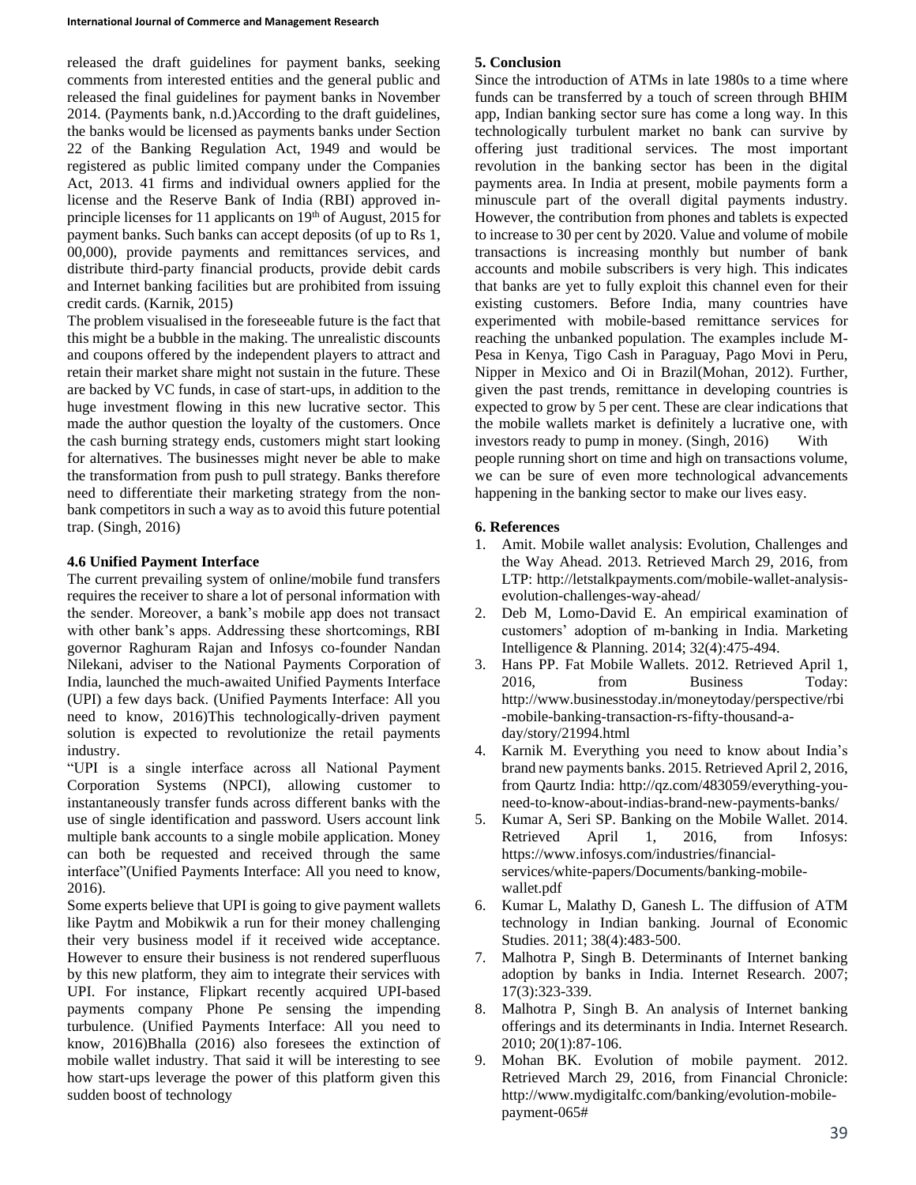released the draft guidelines for payment banks, seeking comments from interested entities and the general public and released the final guidelines for payment banks in November 2014. (Payments bank, n.d.)According to the draft guidelines, the banks would be licensed as payments banks under Section 22 of the Banking Regulation Act, 1949 and would be registered as public limited company under the Companies Act, 2013. 41 firms and individual owners applied for the license and the Reserve Bank of India (RBI) approved in-principle licenses for 11 applicants on 19th of August, 2015 for payment banks. Such banks can accept deposits (of up to Rs 1, 00,000), provide payments and remittances services, and distribute third-party financial products, provide debit cards and Internet banking facilities but are prohibited from issuing credit cards. (Karnik, 2015)

The problem visualised in the foreseeable future is the fact that this might be a bubble in the making. The unrealistic discounts and coupons offered by the independent players to attract and retain their market share might not sustain in the future. These are backed by VC funds, in case of start-ups, in addition to the huge investment flowing in this new lucrative sector. This made the author question the loyalty of the customers. Once the cash burning strategy ends, customers might start looking for alternatives. The businesses might never be able to make the transformation from push to pull strategy. Banks therefore need to differentiate their marketing strategy from the non-bank competitors in such a way as to avoid this future potential trap. (Singh, 2016)

### 4.6 Unified Payment Interface

The current prevailing system of online/mobile fund transfers requires the receiver to share a lot of personal information with the sender. Moreover, a bank's mobile app does not transact with other bank's apps. Addressing these shortcomings, RBI governor Raghuram Rajan and Infosys co-founder Nandan Nilekani, adviser to the National Payments Corporation of India, launched the much-awaited Unified Payments Interface (UPI) a few days back. (Unified Payments Interface: All you need to know, 2016)This technologically-driven payment solution is expected to revolutionize the retail payments industry.

"UPI is a single interface across all National Payment Corporation Systems (NPCI), allowing customer to instantaneously transfer funds across different banks with the use of single identification and password. Users account link multiple bank accounts to a single mobile application. Money can both be requested and received through the same interface"(Unified Payments Interface: All you need to know, 2016).

Some experts believe that UPI is going to give payment wallets like Paytm and Mobikwik a run for their money challenging their very business model if it received wide acceptance. However to ensure their business is not rendered superfluous by this new platform, they aim to integrate their services with UPI. For instance, Flipkart recently acquired UPI-based payments company Phone Pe sensing the impending turbulence. (Unified Payments Interface: All you need to know, 2016)Bhalla (2016) also foresees the extinction of mobile wallet industry. That said it will be interesting to see how start-ups leverage the power of this platform given this sudden boost of technology

## 5. Conclusion

Since the introduction of ATMs in late 1980s to a time where funds can be transferred by a touch of screen through BHIM app, Indian banking sector sure has come a long way. In this technologically turbulent market no bank can survive by offering just traditional services. The most important revolution in the banking sector has been in the digital payments area. In India at present, mobile payments form a minuscule part of the overall digital payments industry. However, the contribution from phones and tablets is expected to increase to 30 per cent by 2020. Value and volume of mobile transactions is increasing monthly but number of bank accounts and mobile subscribers is very high. This indicates that banks are yet to fully exploit this channel even for their existing customers. Before India, many countries have experimented with mobile-based remittance services for reaching the unbanked population. The examples include M-Pesa in Kenya, Tigo Cash in Paraguay, Pago Movi in Peru, Nipper in Mexico and Oi in Brazil(Mohan, 2012). Further, given the past trends, remittance in developing countries is expected to grow by 5 per cent. These are clear indications that the mobile wallets market is definitely a lucrative one, with investors ready to pump in money. (Singh, 2016) With people running short on time and high on transactions volume, we can be sure of even more technological advancements happening in the banking sector to make our lives easy.

## 6. References

1. Amit. Mobile wallet analysis: Evolution, Challenges and the Way Ahead. 2013. Retrieved March 29, 2016, from LTP: http://letstalkpayments.com/mobile-wallet-analysis-evolution-challenges-way-ahead/
2. Deb M, Lomo-David E. An empirical examination of customers' adoption of m-banking in India. Marketing Intelligence & Planning. 2014; 32(4):475-494.
3. Hans PP. Fat Mobile Wallets. 2012. Retrieved April 1, 2016, from Business Today: http://www.businesstoday.in/moneytoday/perspective/rbi-mobile-banking-transaction-rs-fifty-thousand-a-day/story/21994.html
4. Karnik M. Everything you need to know about India's brand new payments banks. 2015. Retrieved April 2, 2016, from Qaurtz India: http://qz.com/483059/everything-you-need-to-know-about-indias-brand-new-payments-banks/
5. Kumar A, Seri SP. Banking on the Mobile Wallet. 2014. Retrieved April 1, 2016, from Infosys: https://www.infosys.com/industries/financial-services/white-papers/Documents/banking-mobile-wallet.pdf
6. Kumar L, Malathy D, Ganesh L. The diffusion of ATM technology in Indian banking. Journal of Economic Studies. 2011; 38(4):483-500.
7. Malhotra P, Singh B. Determinants of Internet banking adoption by banks in India. Internet Research. 2007; 17(3):323-339.
8. Malhotra P, Singh B. An analysis of Internet banking offerings and its determinants in India. Internet Research. 2010; 20(1):87-106.
9. Mohan BK. Evolution of mobile payment. 2012. Retrieved March 29, 2016, from Financial Chronicle: http://www.mydigitalfc.com/banking/evolution-mobile-payment-065#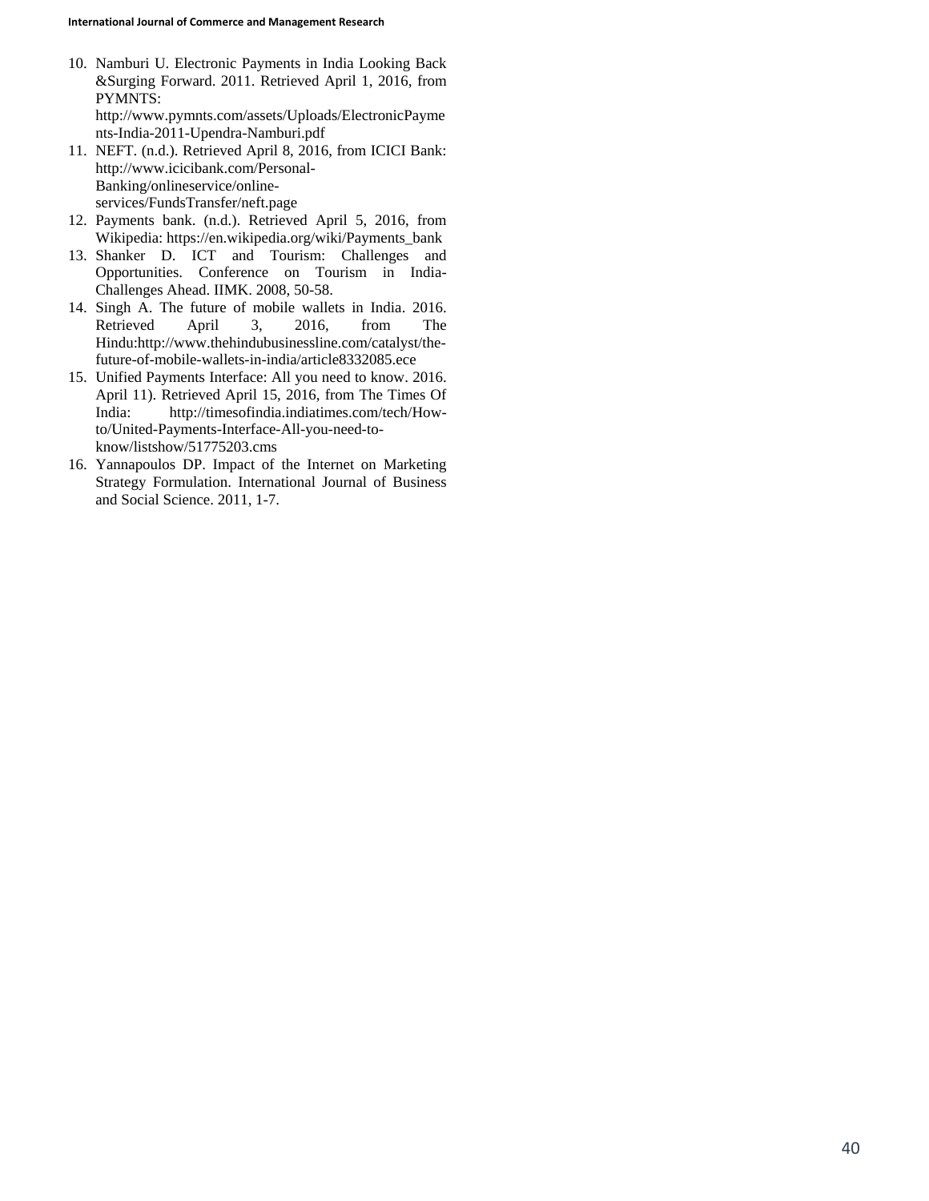10. Namburi U. Electronic Payments in India Looking Back &Surging Forward. 2011. Retrieved April 1, 2016, from PYMNTS: http://www.pymnts.com/assets/Uploads/ElectronicPayments-India-2011-Upendra-Namburi.pdf
11. NEFT. (n.d.). Retrieved April 8, 2016, from ICICI Bank: http://www.icicibank.com/Personal-Banking/onlineservice/online-services/FundsTransfer/neft.page
12. Payments bank. (n.d.). Retrieved April 5, 2016, from Wikipedia: https://en.wikipedia.org/wiki/Payments_bank
13. Shanker D. ICT and Tourism: Challenges and Opportunities. Conference on Tourism in India- Challenges Ahead. IIMK. 2008, 50-58.
14. Singh A. The future of mobile wallets in India. 2016. Retrieved April 3, 2016, from The Hindu:http://www.thehindubusinessline.com/catalyst/the-future-of-mobile-wallets-in-india/article8332085.ece
15. Unified Payments Interface: All you need to know. 2016. April 11). Retrieved April 15, 2016, from The Times Of India: http://timesofindia.indiatimes.com/tech/How-to/United-Payments-Interface-All-you-need-to-know/listshow/51775203.cms
16. Yannapoulos DP. Impact of the Internet on Marketing Strategy Formulation. International Journal of Business and Social Science. 2011, 1-7.